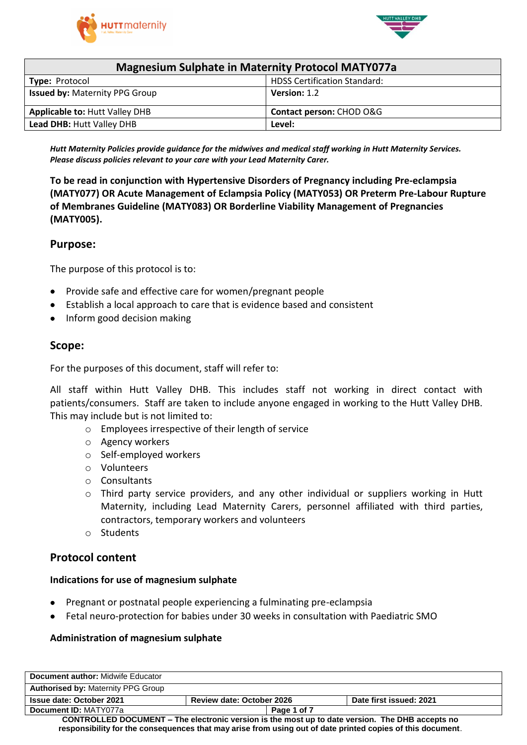| Magnesium Sulphate in Maternity Protocol MATY077a | |
|---|---|
| **Type:** Protocol | HDSS Certification Standard: |
| **Issued by:** Maternity PPG Group | **Version:** 1.2 |
| **Applicable to:** Hutt Valley DHB | **Contact person:** CHOD O&G |
| **Lead DHB:** Hutt Valley DHB | **Level:** |

***Hutt Maternity Policies provide guidance for the midwives and medical staff working in Hutt Maternity Services. Please discuss policies relevant to your care with your Lead Maternity Carer.***

**To be read in conjunction with Hypertensive Disorders of Pregnancy including Pre-eclampsia (MATY077) OR Acute Management of Eclampsia Policy (MATY053) OR Preterm Pre-Labour Rupture of Membranes Guideline (MATY083) OR Borderline Viability Management of Pregnancies (MATY005).**

## Purpose:

The purpose of this protocol is to:

- Provide safe and effective care for women/pregnant people
- Establish a local approach to care that is evidence based and consistent
- Inform good decision making

## Scope:

For the purposes of this document, staff will refer to:

All staff within Hutt Valley DHB. This includes staff not working in direct contact with patients/consumers. Staff are taken to include anyone engaged in working to the Hutt Valley DHB. This may include but is not limited to:

- Employees irrespective of their length of service
- Agency workers
- Self-employed workers
- Volunteers
- Consultants
- Third party service providers, and any other individual or suppliers working in Hutt Maternity, including Lead Maternity Carers, personnel affiliated with third parties, contractors, temporary workers and volunteers
- Students

## Protocol content

### Indications for use of magnesium sulphate

- Pregnant or postnatal people experiencing a fulminating pre-eclampsia
- Fetal neuro-protection for babies under 30 weeks in consultation with Paediatric SMO

### Administration of magnesium sulphate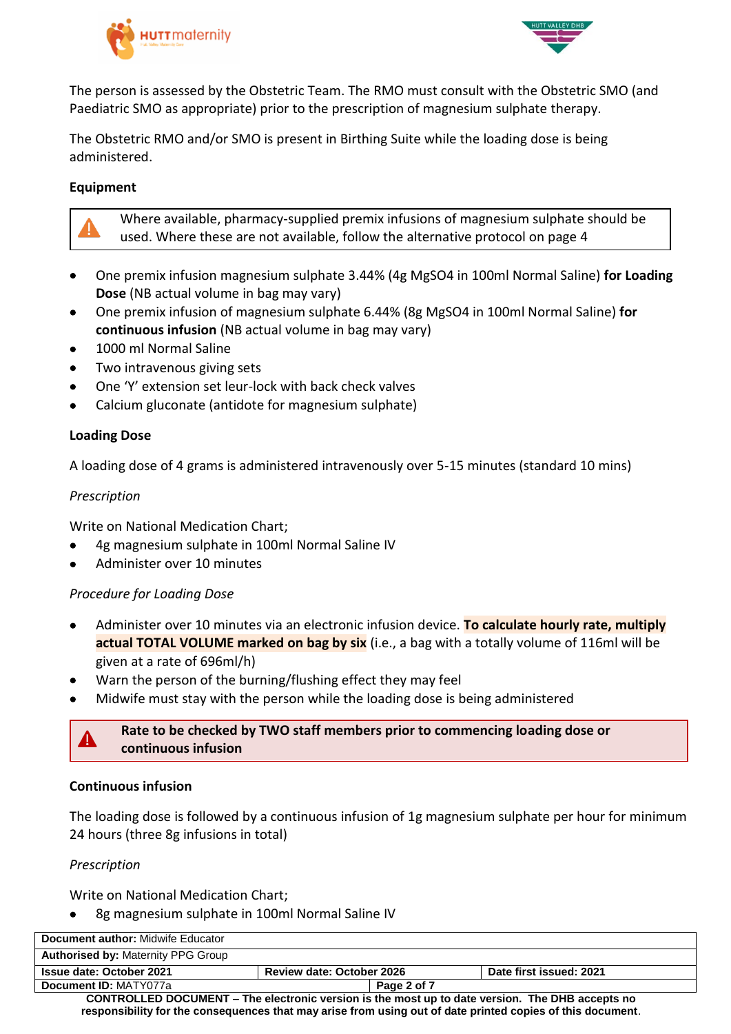The person is assessed by the Obstetric Team. The RMO must consult with the Obstetric SMO (and Paediatric SMO as appropriate) prior to the prescription of magnesium sulphate therapy.

The Obstetric RMO and/or SMO is present in Birthing Suite while the loading dose is being administered.

**Equipment**

> ⚠ Where available, pharmacy-supplied premix infusions of magnesium sulphate should be used. Where these are not available, follow the alternative protocol on page 4

- One premix infusion magnesium sulphate 3.44% (4g $MgSO_4$ in 100ml Normal Saline) **for Loading Dose** (NB actual volume in bag may vary)
- One premix infusion of magnesium sulphate 6.44% (8g $MgSO_4$ in 100ml Normal Saline) **for continuous infusion** (NB actual volume in bag may vary)
- 1000 ml Normal Saline
- Two intravenous giving sets
- One 'Y' extension set leur-lock with back check valves
- Calcium gluconate (antidote for magnesium sulphate)

**Loading Dose**

A loading dose of 4 grams is administered intravenously over 5-15 minutes (standard 10 mins)

*Prescription*

Write on National Medication Chart;

- 4g magnesium sulphate in 100ml Normal Saline IV
- Administer over 10 minutes

*Procedure for Loading Dose*

- Administer over 10 minutes via an electronic infusion device. **To calculate hourly rate, multiply actual TOTAL VOLUME marked on bag by six** (i.e., a bag with a totally volume of 116ml will be given at a rate of 696ml/h)
- Warn the person of the burning/flushing effect they may feel
- Midwife must stay with the person while the loading dose is being administered

> **Rate to be checked by TWO staff members prior to commencing loading dose or continuous infusion**

**Continuous infusion**

The loading dose is followed by a continuous infusion of 1g magnesium sulphate per hour for minimum 24 hours (three 8g infusions in total)

*Prescription*

Write on National Medication Chart;

- 8g magnesium sulphate in 100ml Normal Saline IV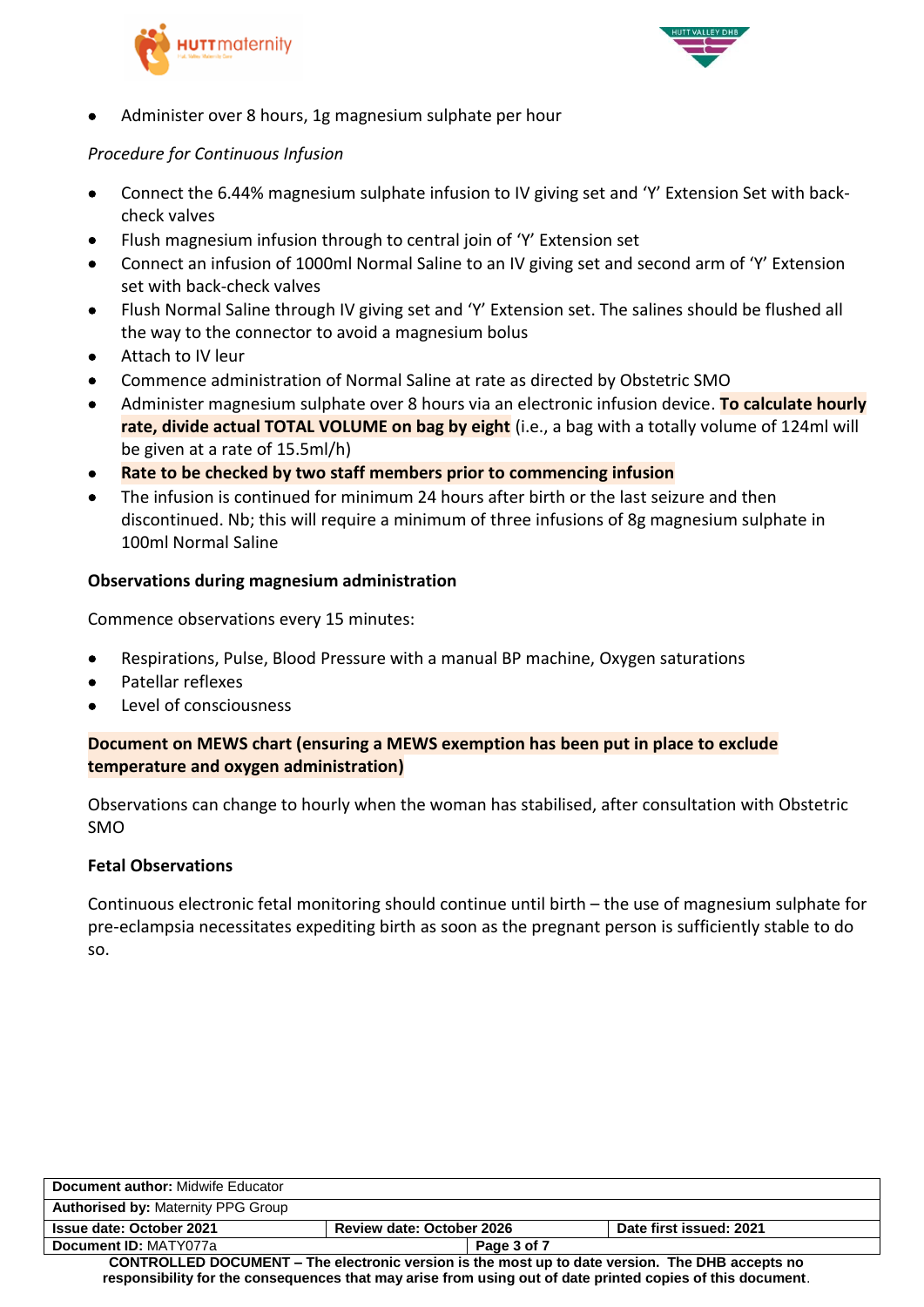- Administer over 8 hours, 1g magnesium sulphate per hour

*Procedure for Continuous Infusion*

- Connect the 6.44% magnesium sulphate infusion to IV giving set and 'Y' Extension Set with back-check valves
- Flush magnesium infusion through to central join of 'Y' Extension set
- Connect an infusion of 1000ml Normal Saline to an IV giving set and second arm of 'Y' Extension set with back-check valves
- Flush Normal Saline through IV giving set and 'Y' Extension set. The salines should be flushed all the way to the connector to avoid a magnesium bolus
- Attach to IV leur
- Commence administration of Normal Saline at rate as directed by Obstetric SMO
- Administer magnesium sulphate over 8 hours via an electronic infusion device. **To calculate hourly rate, divide actual TOTAL VOLUME on bag by eight** (i.e., a bag with a totally volume of 124ml will be given at a rate of 15.5ml/h)
- **Rate to be checked by two staff members prior to commencing infusion**
- The infusion is continued for minimum 24 hours after birth or the last seizure and then discontinued. Nb; this will require a minimum of three infusions of 8g magnesium sulphate in 100ml Normal Saline

**Observations during magnesium administration**

Commence observations every 15 minutes:

- Respirations, Pulse, Blood Pressure with a manual BP machine, Oxygen saturations
- Patellar reflexes
- Level of consciousness

**Document on MEWS chart (ensuring a MEWS exemption has been put in place to exclude temperature and oxygen administration)**

Observations can change to hourly when the woman has stabilised, after consultation with Obstetric SMO

**Fetal Observations**

Continuous electronic fetal monitoring should continue until birth – the use of magnesium sulphate for pre-eclampsia necessitates expediting birth as soon as the pregnant person is sufficiently stable to do so.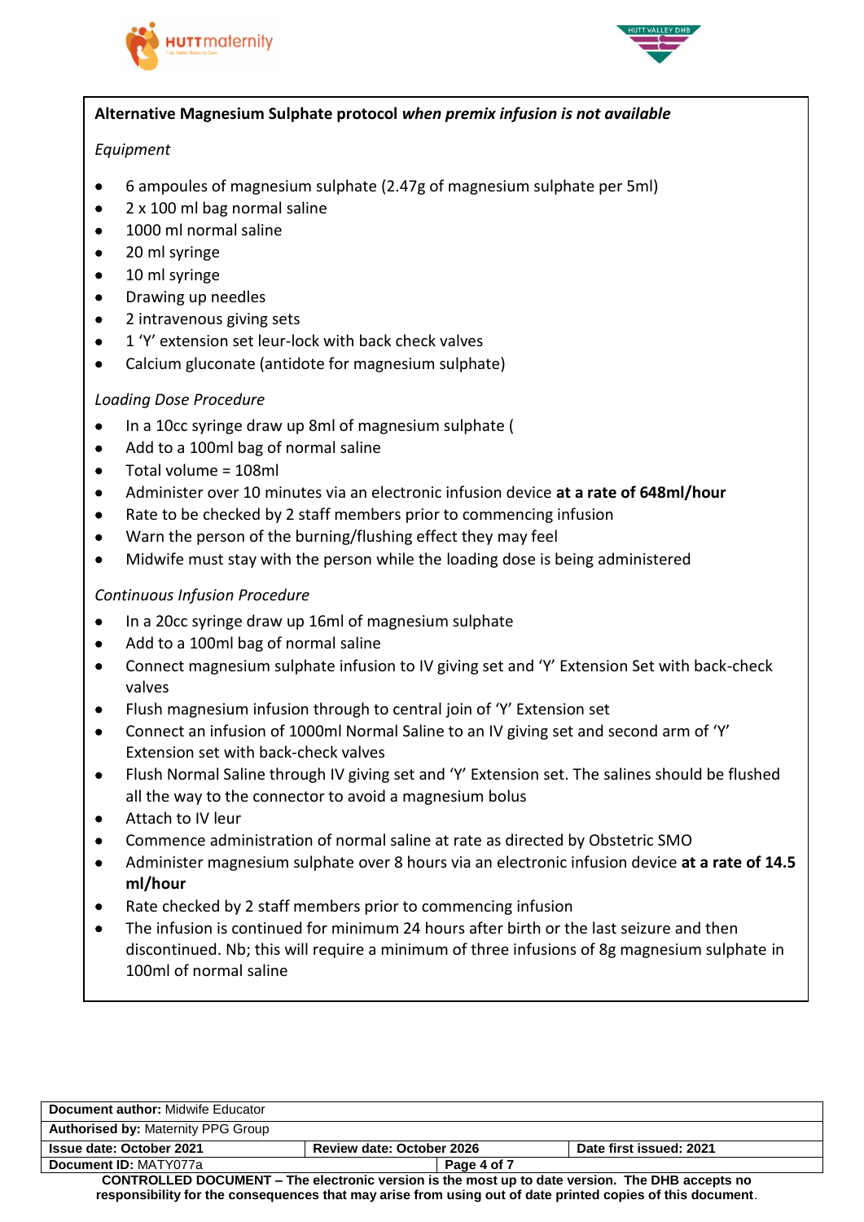**Alternative Magnesium Sulphate protocol** ***when premix infusion is not available***

*Equipment*

- 6 ampoules of magnesium sulphate (2.47g of magnesium sulphate per 5ml)
- 2 x 100 ml bag normal saline
- 1000 ml normal saline
- 20 ml syringe
- 10 ml syringe
- Drawing up needles
- 2 intravenous giving sets
- 1 'Y' extension set leur-lock with back check valves
- Calcium gluconate (antidote for magnesium sulphate)

*Loading Dose Procedure*

- In a 10cc syringe draw up 8ml of magnesium sulphate (
- Add to a 100ml bag of normal saline
- Total volume = 108ml
- Administer over 10 minutes via an electronic infusion device **at a rate of 648ml/hour**
- Rate to be checked by 2 staff members prior to commencing infusion
- Warn the person of the burning/flushing effect they may feel
- Midwife must stay with the person while the loading dose is being administered

*Continuous Infusion Procedure*

- In a 20cc syringe draw up 16ml of magnesium sulphate
- Add to a 100ml bag of normal saline
- Connect magnesium sulphate infusion to IV giving set and 'Y' Extension Set with back-check valves
- Flush magnesium infusion through to central join of 'Y' Extension set
- Connect an infusion of 1000ml Normal Saline to an IV giving set and second arm of 'Y' Extension set with back-check valves
- Flush Normal Saline through IV giving set and 'Y' Extension set. The salines should be flushed all the way to the connector to avoid a magnesium bolus
- Attach to IV leur
- Commence administration of normal saline at rate as directed by Obstetric SMO
- Administer magnesium sulphate over 8 hours via an electronic infusion device **at a rate of 14.5 ml/hour**
- Rate checked by 2 staff members prior to commencing infusion
- The infusion is continued for minimum 24 hours after birth or the last seizure and then discontinued. Nb; this will require a minimum of three infusions of 8g magnesium sulphate in 100ml of normal saline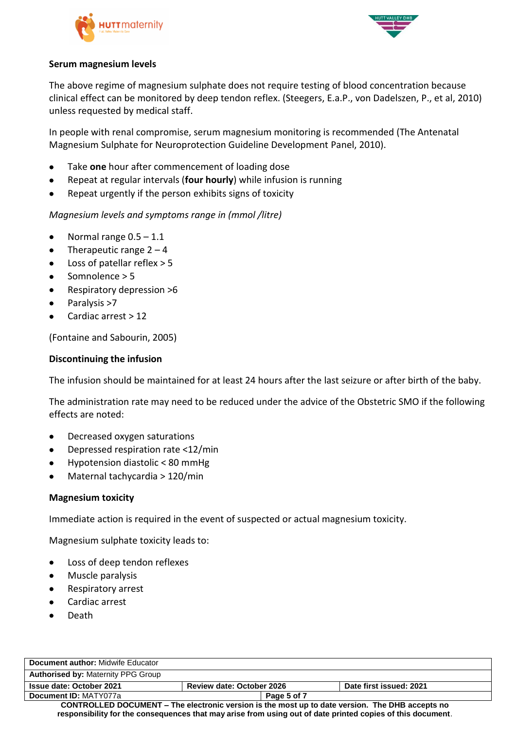### Serum magnesium levels

The above regime of magnesium sulphate does not require testing of blood concentration because clinical effect can be monitored by deep tendon reflex. (Steegers, E.a.P., von Dadelszen, P., et al, 2010) unless requested by medical staff.

In people with renal compromise, serum magnesium monitoring is recommended (The Antenatal Magnesium Sulphate for Neuroprotection Guideline Development Panel, 2010).

- Take **one** hour after commencement of loading dose
- Repeat at regular intervals (**four hourly**) while infusion is running
- Repeat urgently if the person exhibits signs of toxicity

*Magnesium levels and symptoms range in (mmol /litre)*

- Normal range 0.5 – 1.1
- Therapeutic range 2 – 4
- Loss of patellar reflex > 5
- Somnolence > 5
- Respiratory depression >6
- Paralysis >7
- Cardiac arrest > 12

(Fontaine and Sabourin, 2005)

### Discontinuing the infusion

The infusion should be maintained for at least 24 hours after the last seizure or after birth of the baby.

The administration rate may need to be reduced under the advice of the Obstetric SMO if the following effects are noted:

- Decreased oxygen saturations
- Depressed respiration rate <12/min
- Hypotension diastolic < 80 mmHg
- Maternal tachycardia > 120/min

### Magnesium toxicity

Immediate action is required in the event of suspected or actual magnesium toxicity.

Magnesium sulphate toxicity leads to:

- Loss of deep tendon reflexes
- Muscle paralysis
- Respiratory arrest
- Cardiac arrest
- Death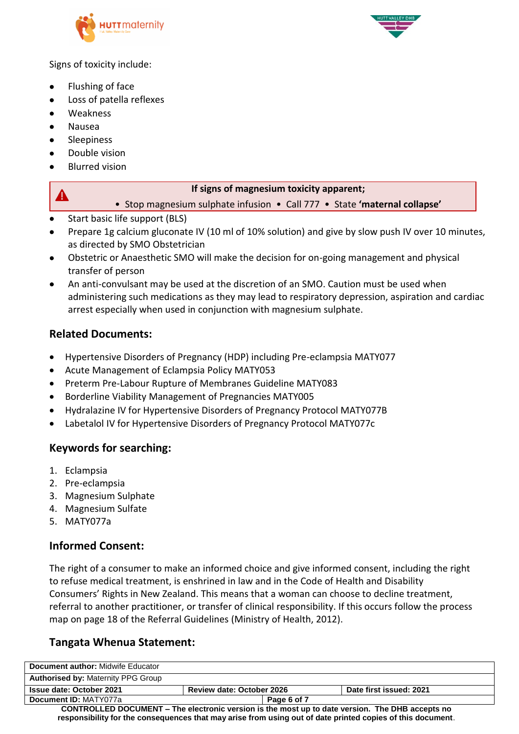Signs of toxicity include:

- Flushing of face
- Loss of patella reflexes
- Weakness
- Nausea
- Sleepiness
- Double vision
- Blurred vision

**If signs of magnesium toxicity apparent;**

- Stop magnesium sulphate infusion • Call 777 • State **'maternal collapse'**
- Start basic life support (BLS)
- Prepare 1g calcium gluconate IV (10 ml of 10% solution) and give by slow push IV over 10 minutes, as directed by SMO Obstetrician
- Obstetric or Anaesthetic SMO will make the decision for on-going management and physical transfer of person
- An anti-convulsant may be used at the discretion of an SMO. Caution must be used when administering such medications as they may lead to respiratory depression, aspiration and cardiac arrest especially when used in conjunction with magnesium sulphate.

## Related Documents:

- Hypertensive Disorders of Pregnancy (HDP) including Pre-eclampsia MATY077
- Acute Management of Eclampsia Policy MATY053
- Preterm Pre-Labour Rupture of Membranes Guideline MATY083
- Borderline Viability Management of Pregnancies MATY005
- Hydralazine IV for Hypertensive Disorders of Pregnancy Protocol MATY077B
- Labetalol IV for Hypertensive Disorders of Pregnancy Protocol MATY077c

## Keywords for searching:

1. Eclampsia
2. Pre-eclampsia
3. Magnesium Sulphate
4. Magnesium Sulfate
5. MATY077a

## Informed Consent:

The right of a consumer to make an informed choice and give informed consent, including the right to refuse medical treatment, is enshrined in law and in the Code of Health and Disability Consumers' Rights in New Zealand. This means that a woman can choose to decline treatment, referral to another practitioner, or transfer of clinical responsibility. If this occurs follow the process map on page 18 of the Referral Guidelines (Ministry of Health, 2012).

## Tangata Whenua Statement: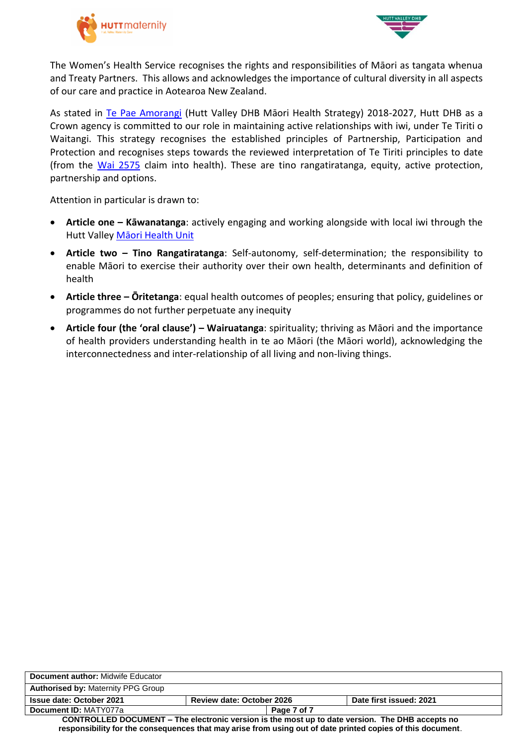The Women's Health Service recognises the rights and responsibilities of Māori as tangata whenua and Treaty Partners. This allows and acknowledges the importance of cultural diversity in all aspects of our care and practice in Aotearoa New Zealand.

As stated in Te Pae Amorangi (Hutt Valley DHB Māori Health Strategy) 2018-2027, Hutt DHB as a Crown agency is committed to our role in maintaining active relationships with iwi, under Te Tiriti o Waitangi. This strategy recognises the established principles of Partnership, Participation and Protection and recognises steps towards the reviewed interpretation of Te Tiriti principles to date (from the Wai 2575 claim into health). These are tino rangatiratanga, equity, active protection, partnership and options.

Attention in particular is drawn to:

- **Article one – Kāwanatanga**: actively engaging and working alongside with local iwi through the Hutt Valley Māori Health Unit
- **Article two – Tino Rangatiratanga**: Self-autonomy, self-determination; the responsibility to enable Māori to exercise their authority over their own health, determinants and definition of health
- **Article three – Ōritetanga**: equal health outcomes of peoples; ensuring that policy, guidelines or programmes do not further perpetuate any inequity
- **Article four (the 'oral clause') – Wairuatanga**: spirituality; thriving as Māori and the importance of health providers understanding health in te ao Māori (the Māori world), acknowledging the interconnectedness and inter-relationship of all living and non-living things.